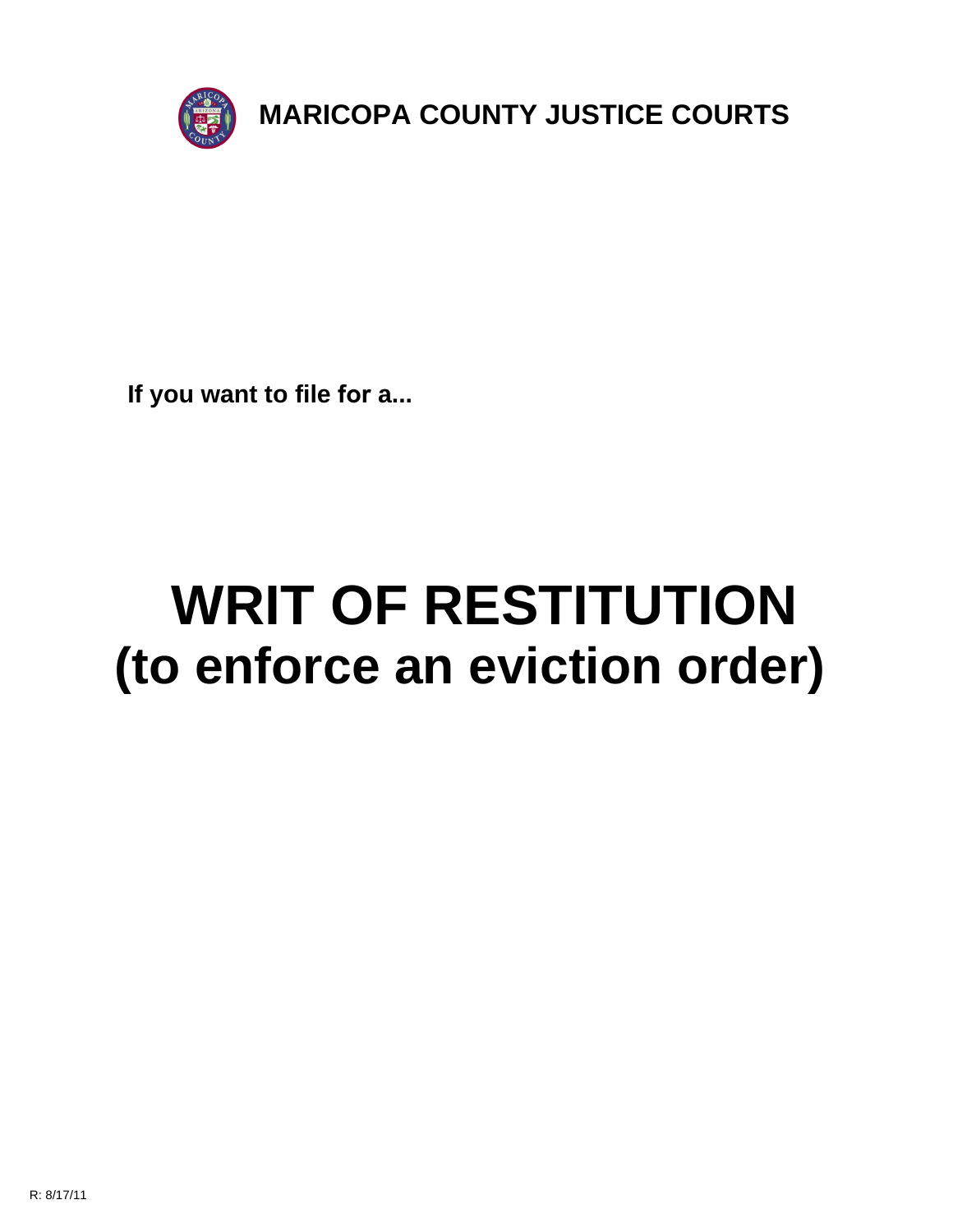**MARICOPA COUNTY JUSTICE COURTS**

**If you want to file for a...**

# WRIT OF RESTITUTION
# (to enforce an eviction order)

R: 8/17/11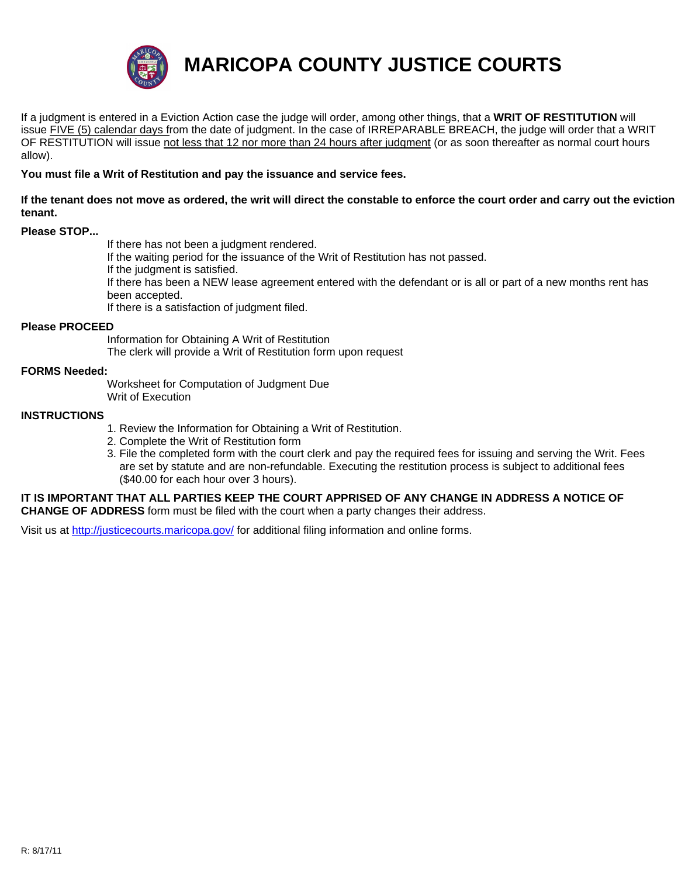# MARICOPA COUNTY JUSTICE COURTS

If a judgment is entered in a Eviction Action case the judge will order, among other things, that a **WRIT OF RESTITUTION** will issue FIVE (5) calendar days from the date of judgment. In the case of IRREPARABLE BREACH, the judge will order that a WRIT OF RESTITUTION will issue not less that 12 nor more than 24 hours after judgment (or as soon thereafter as normal court hours allow).

**You must file a Writ of Restitution and pay the issuance and service fees.**

**If the tenant does not move as ordered, the writ will direct the constable to enforce the court order and carry out the eviction tenant.**

**Please STOP...**

If there has not been a judgment rendered.
If the waiting period for the issuance of the Writ of Restitution has not passed.
If the judgment is satisfied.
If there has been a NEW lease agreement entered with the defendant or is all or part of a new months rent has been accepted.
If there is a satisfaction of judgment filed.

**Please PROCEED**

Information for Obtaining A Writ of Restitution
The clerk will provide a Writ of Restitution form upon request

**FORMS Needed:**

Worksheet for Computation of Judgment Due
Writ of Execution

**INSTRUCTIONS**

1. Review the Information for Obtaining a Writ of Restitution.
2. Complete the Writ of Restitution form
3. File the completed form with the court clerk and pay the required fees for issuing and serving the Writ. Fees are set by statute and are non-refundable. Executing the restitution process is subject to additional fees ($40.00 for each hour over 3 hours).

**IT IS IMPORTANT THAT ALL PARTIES KEEP THE COURT APPRISED OF ANY CHANGE IN ADDRESS A NOTICE OF CHANGE OF ADDRESS** form must be filed with the court when a party changes their address.

Visit us at http://justicecourts.maricopa.gov/ for additional filing information and online forms.

R: 8/17/11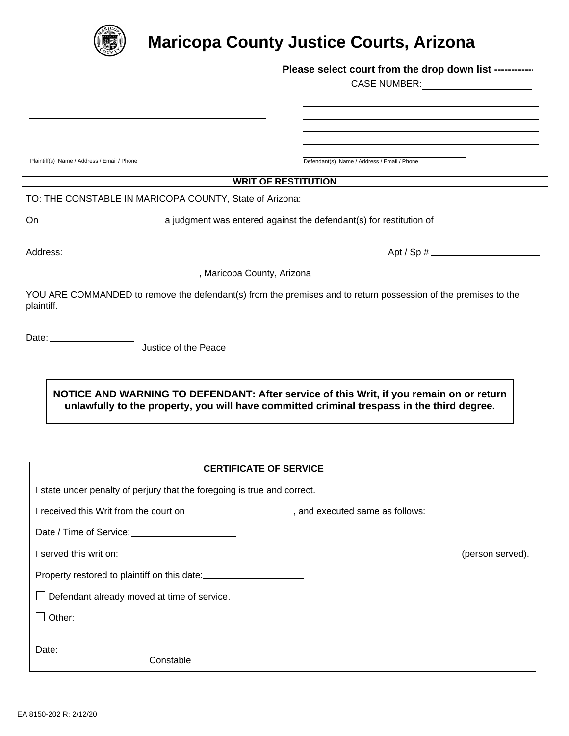# Maricopa County Justice Courts, Arizona

**Please select court from the drop down list ------------**

CASE NUMBER: ____________________

Plaintiff(s) Name / Address / Email / Phone

Defendant(s) Name / Address / Email / Phone

## WRIT OF RESTITUTION

TO: THE CONSTABLE IN MARICOPA COUNTY, State of Arizona:

On ____________________ a judgment was entered against the defendant(s) for restitution of

Address: ____________________ Apt / Sp # ____________________

____________________, Maricopa County, Arizona

YOU ARE COMMANDED to remove the defendant(s) from the premises and to return possession of the premises to the plaintiff.

Date: ______________ ____________________
Justice of the Peace

**NOTICE AND WARNING TO DEFENDANT: After service of this Writ, if you remain on or return unlawfully to the property, you will have committed criminal trespass in the third degree.**

### CERTIFICATE OF SERVICE

I state under penalty of perjury that the foregoing is true and correct.

I received this Writ from the court on ____________________, and executed same as follows:

Date / Time of Service: ____________________

I served this writ on: ____________________ (person served).

Property restored to plaintiff on this date: ____________________

☐ Defendant already moved at time of service.

☐ Other: ____________________

Date: ______________ ____________________
Constable

EA 8150-202 R: 2/12/20